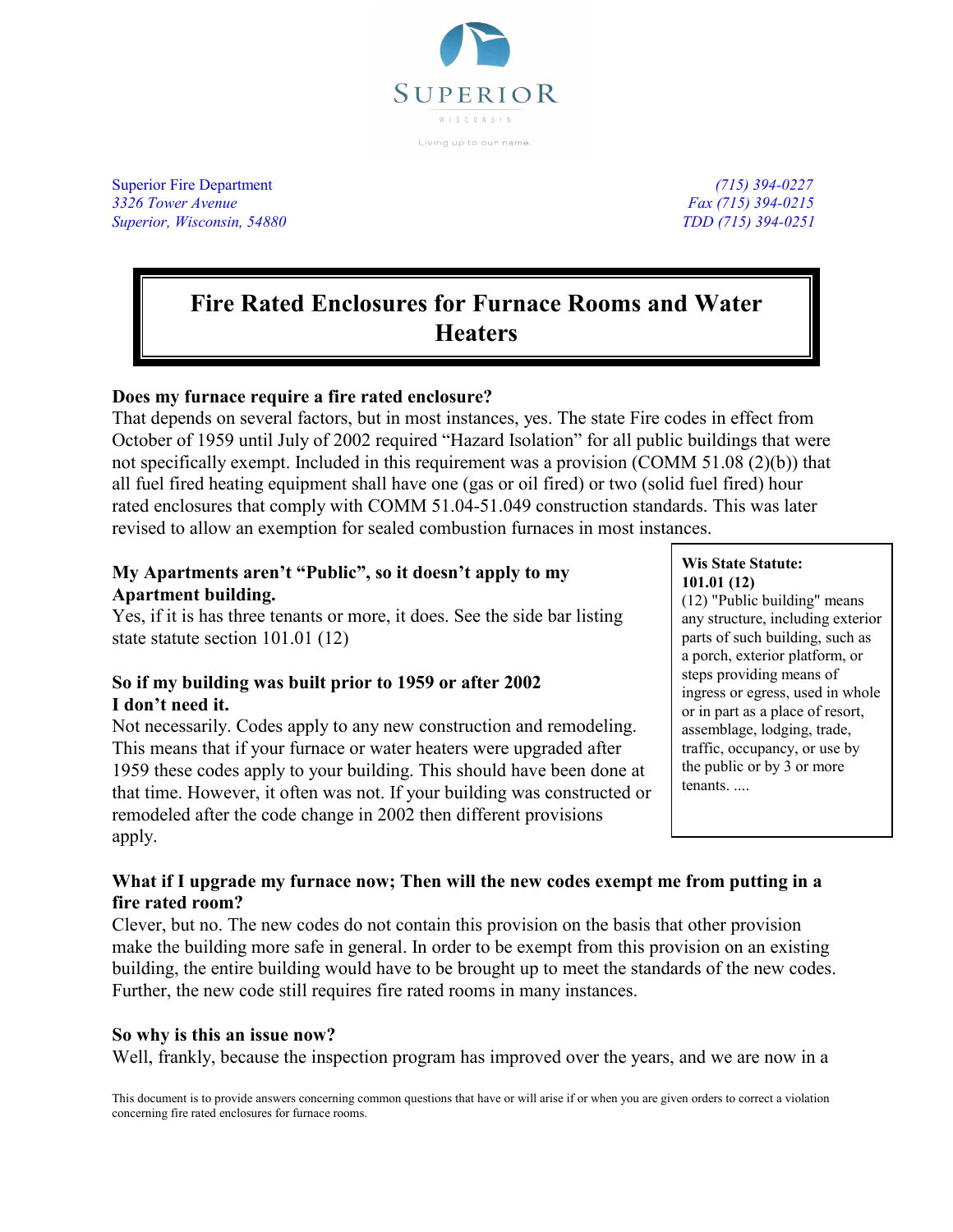SUPERIOR

WISCONSIN

Living up to our name.

*Superior Fire Department*
*3326 Tower Avenue*
*Superior, Wisconsin, 54880*

*(715) 394-0227*
*Fax (715) 394-0215*
*TDD (715) 394-0251*

# Fire Rated Enclosures for Furnace Rooms and Water Heaters

**Does my furnace require a fire rated enclosure?**
That depends on several factors, but in most instances, yes. The state Fire codes in effect from October of 1959 until July of 2002 required "Hazard Isolation" for all public buildings that were not specifically exempt. Included in this requirement was a provision (COMM 51.08 (2)(b)) that all fuel fired heating equipment shall have one (gas or oil fired) or two (solid fuel fired) hour rated enclosures that comply with COMM 51.04-51.049 construction standards. This was later revised to allow an exemption for sealed combustion furnaces in most instances.

**My Apartments aren't "Public", so it doesn't apply to my Apartment building.**
Yes, if it is has three tenants or more, it does. See the side bar listing state statute section 101.01 (12)

> **Wis State Statute: 101.01 (12)**
> (12) "Public building" means any structure, including exterior parts of such building, such as a porch, exterior platform, or steps providing means of ingress or egress, used in whole or in part as a place of resort, assemblage, lodging, trade, traffic, occupancy, or use by the public or by 3 or more tenants. ....

**So if my building was built prior to 1959 or after 2002 I don't need it.**
Not necessarily. Codes apply to any new construction and remodeling. This means that if your furnace or water heaters were upgraded after 1959 these codes apply to your building. This should have been done at that time. However, it often was not. If your building was constructed or remodeled after the code change in 2002 then different provisions apply.

**What if I upgrade my furnace now; Then will the new codes exempt me from putting in a fire rated room?**
Clever, but no. The new codes do not contain this provision on the basis that other provision make the building more safe in general. In order to be exempt from this provision on an existing building, the entire building would have to be brought up to meet the standards of the new codes. Further, the new code still requires fire rated rooms in many instances.

**So why is this an issue now?**
Well, frankly, because the inspection program has improved over the years, and we are now in a

This document is to provide answers concerning common questions that have or will arise if or when you are given orders to correct a violation concerning fire rated enclosures for furnace rooms.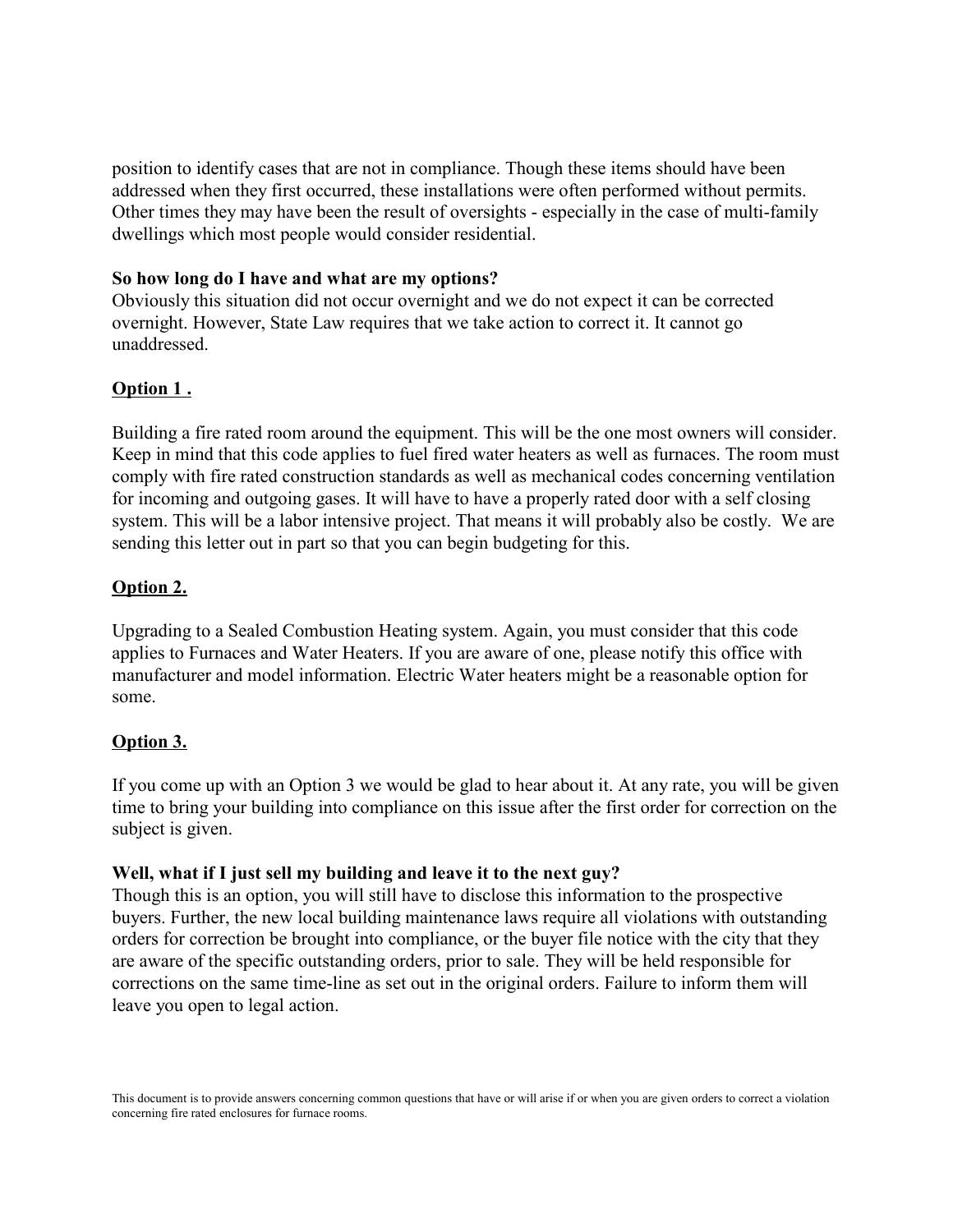position to identify cases that are not in compliance. Though these items should have been addressed when they first occurred, these installations were often performed without permits. Other times they may have been the result of oversights - especially in the case of multi-family dwellings which most people would consider residential.

**So how long do I have and what are my options?**
Obviously this situation did not occur overnight and we do not expect it can be corrected overnight. However, State Law requires that we take action to correct it. It cannot go unaddressed.

**<u>Option 1 .</u>**

Building a fire rated room around the equipment. This will be the one most owners will consider. Keep in mind that this code applies to fuel fired water heaters as well as furnaces. The room must comply with fire rated construction standards as well as mechanical codes concerning ventilation for incoming and outgoing gases. It will have to have a properly rated door with a self closing system. This will be a labor intensive project. That means it will probably also be costly. We are sending this letter out in part so that you can begin budgeting for this.

**<u>Option 2.</u>**

Upgrading to a Sealed Combustion Heating system. Again, you must consider that this code applies to Furnaces and Water Heaters. If you are aware of one, please notify this office with manufacturer and model information. Electric Water heaters might be a reasonable option for some.

**<u>Option 3.</u>**

If you come up with an Option 3 we would be glad to hear about it. At any rate, you will be given time to bring your building into compliance on this issue after the first order for correction on the subject is given.

**Well, what if I just sell my building and leave it to the next guy?**
Though this is an option, you will still have to disclose this information to the prospective buyers. Further, the new local building maintenance laws require all violations with outstanding orders for correction be brought into compliance, or the buyer file notice with the city that they are aware of the specific outstanding orders, prior to sale. They will be held responsible for corrections on the same time-line as set out in the original orders. Failure to inform them will leave you open to legal action.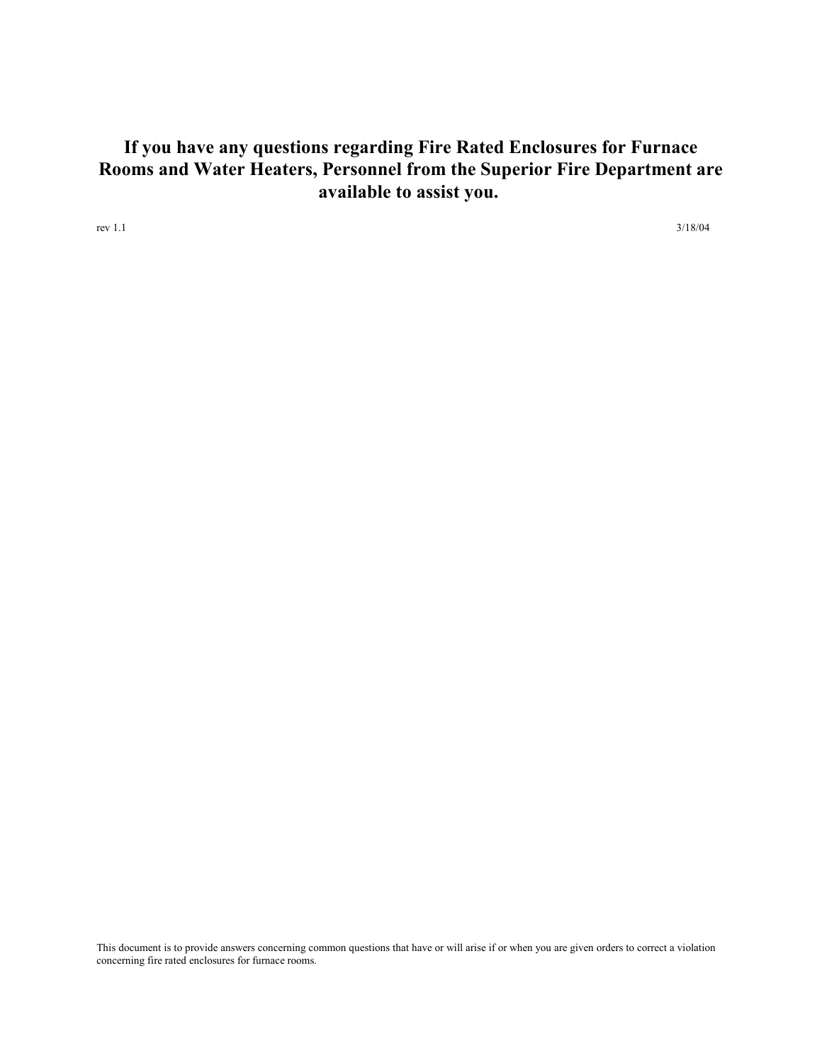**If you have any questions regarding Fire Rated Enclosures for Furnace Rooms and Water Heaters, Personnel from the Superior Fire Department are available to assist you.**

rev 1.1 3/18/04

This document is to provide answers concerning common questions that have or will arise if or when you are given orders to correct a violation concerning fire rated enclosures for furnace rooms.